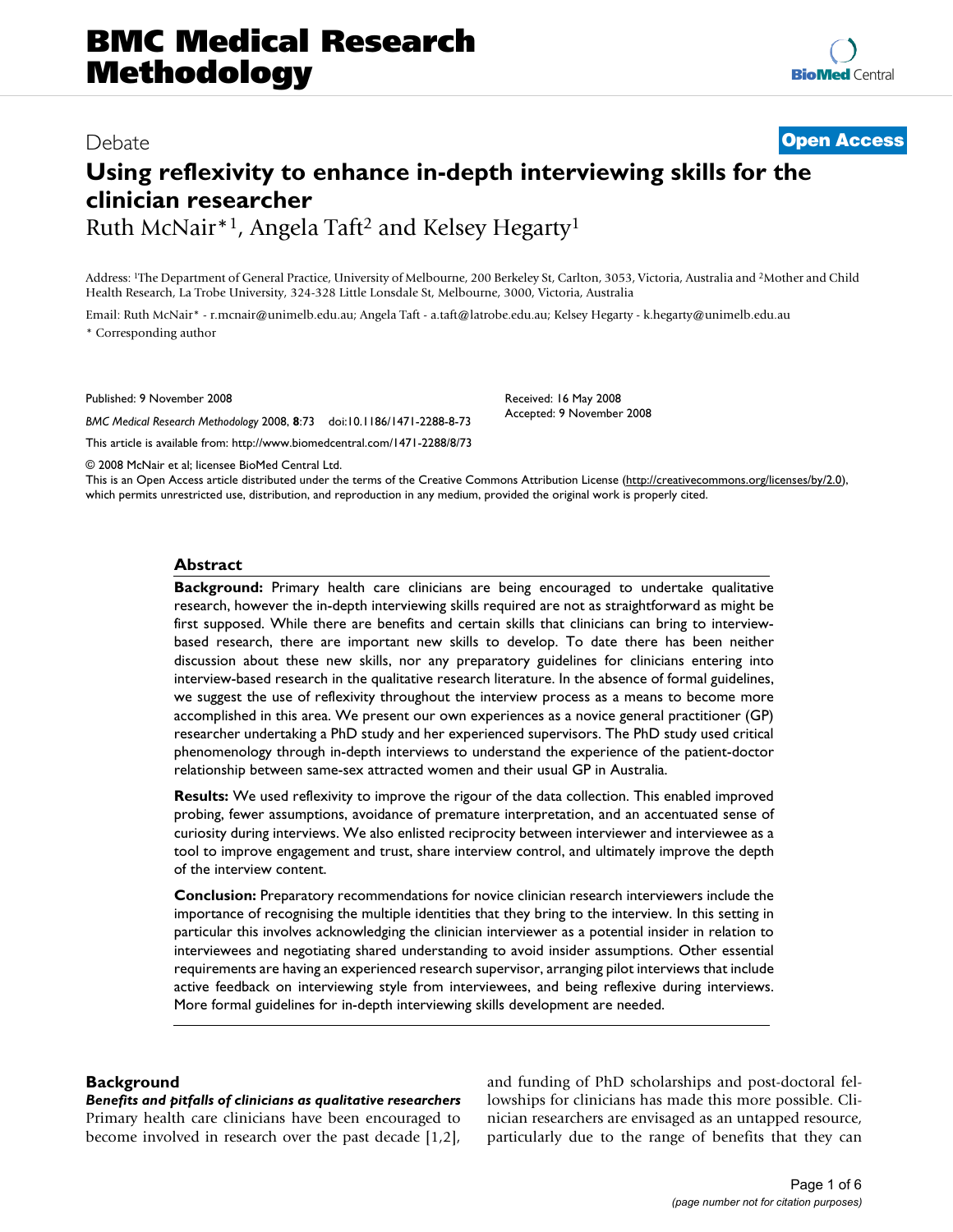# BMC Medical Research Methodology

Debate

**Open Access**

# Using reflexivity to enhance in-depth interviewing skills for the clinician researcher

Ruth McNair*[1], Angela Taft[2] and Kelsey Hegarty[1]

Address: [1]The Department of General Practice, University of Melbourne, 200 Berkeley St, Carlton, 3053, Victoria, Australia and [2]Mother and Child Health Research, La Trobe University, 324-328 Little Lonsdale St, Melbourne, 3000, Victoria, Australia

Email: Ruth McNair* - r.mcnair@unimelb.edu.au; Angela Taft - a.taft@latrobe.edu.au; Kelsey Hegarty - k.hegarty@unimelb.edu.au

\* Corresponding author

Published: 9 November 2008

*BMC Medical Research Methodology* 2008, **8**:73 doi:10.1186/1471-2288-8-73

This article is available from: http://www.biomedcentral.com/1471-2288/8/73

Received: 16 May 2008
Accepted: 9 November 2008

© 2008 McNair et al; licensee BioMed Central Ltd.
This is an Open Access article distributed under the terms of the Creative Commons Attribution License (http://creativecommons.org/licenses/by/2.0), which permits unrestricted use, distribution, and reproduction in any medium, provided the original work is properly cited.

## Abstract

**Background:** Primary health care clinicians are being encouraged to undertake qualitative research, however the in-depth interviewing skills required are not as straightforward as might be first supposed. While there are benefits and certain skills that clinicians can bring to interview-based research, there are important new skills to develop. To date there has been neither discussion about these new skills, nor any preparatory guidelines for clinicians entering into interview-based research in the qualitative research literature. In the absence of formal guidelines, we suggest the use of reflexivity throughout the interview process as a means to become more accomplished in this area. We present our own experiences as a novice general practitioner (GP) researcher undertaking a PhD study and her experienced supervisors. The PhD study used critical phenomenology through in-depth interviews to understand the experience of the patient-doctor relationship between same-sex attracted women and their usual GP in Australia.

**Results:** We used reflexivity to improve the rigour of the data collection. This enabled improved probing, fewer assumptions, avoidance of premature interpretation, and an accentuated sense of curiosity during interviews. We also enlisted reciprocity between interviewer and interviewee as a tool to improve engagement and trust, share interview control, and ultimately improve the depth of the interview content.

**Conclusion:** Preparatory recommendations for novice clinician research interviewers include the importance of recognising the multiple identities that they bring to the interview. In this setting in particular this involves acknowledging the clinician interviewer as a potential insider in relation to interviewees and negotiating shared understanding to avoid insider assumptions. Other essential requirements are having an experienced research supervisor, arranging pilot interviews that include active feedback on interviewing style from interviewees, and being reflexive during interviews. More formal guidelines for in-depth interviewing skills development are needed.

## Background

### *Benefits and pitfalls of clinicians as qualitative researchers*

Primary health care clinicians have been encouraged to become involved in research over the past decade [1,2], and funding of PhD scholarships and post-doctoral fellowships for clinicians has made this more possible. Clinician researchers are envisaged as an untapped resource, particularly due to the range of benefits that they can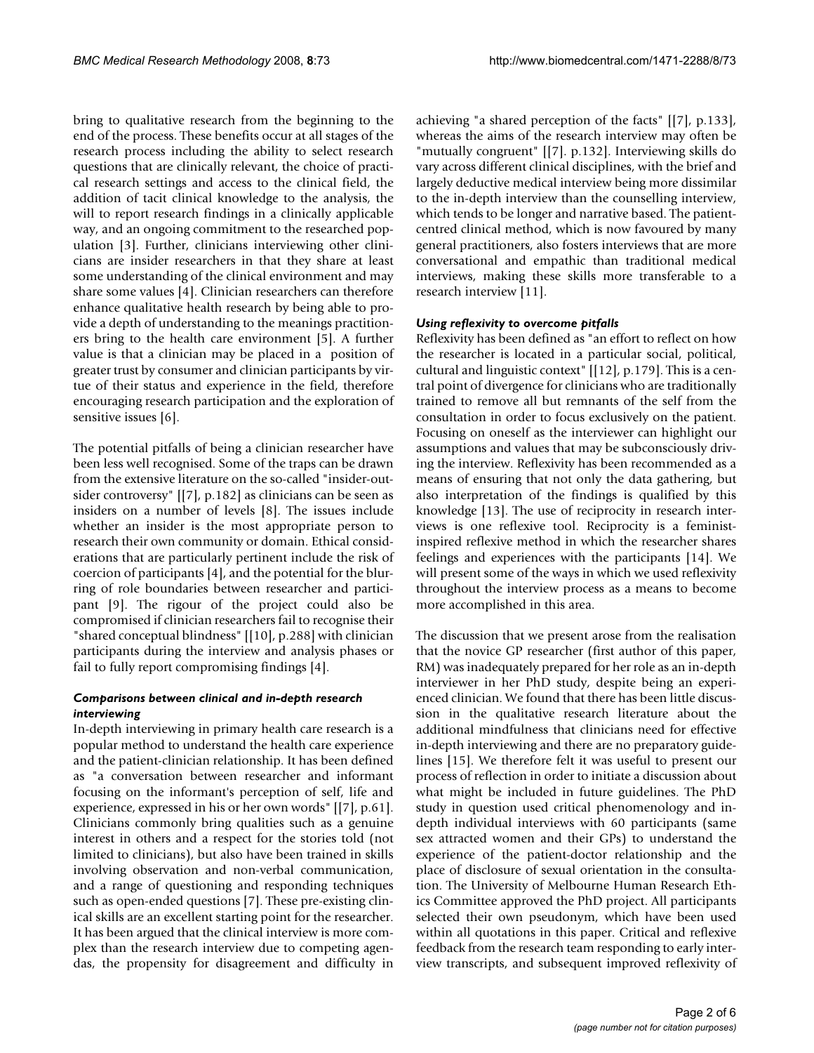bring to qualitative research from the beginning to the end of the process. These benefits occur at all stages of the research process including the ability to select research questions that are clinically relevant, the choice of practical research settings and access to the clinical field, the addition of tacit clinical knowledge to the analysis, the will to report research findings in a clinically applicable way, and an ongoing commitment to the researched population [3]. Further, clinicians interviewing other clinicians are insider researchers in that they share at least some understanding of the clinical environment and may share some values [4]. Clinician researchers can therefore enhance qualitative health research by being able to provide a depth of understanding to the meanings practitioners bring to the health care environment [5]. A further value is that a clinician may be placed in a position of greater trust by consumer and clinician participants by virtue of their status and experience in the field, therefore encouraging research participation and the exploration of sensitive issues [6].

The potential pitfalls of being a clinician researcher have been less well recognised. Some of the traps can be drawn from the extensive literature on the so-called "insider-outsider controversy" [[7], p.182] as clinicians can be seen as insiders on a number of levels [8]. The issues include whether an insider is the most appropriate person to research their own community or domain. Ethical considerations that are particularly pertinent include the risk of coercion of participants [4], and the potential for the blurring of role boundaries between researcher and participant [9]. The rigour of the project could also be compromised if clinician researchers fail to recognise their "shared conceptual blindness" [[10], p.288] with clinician participants during the interview and analysis phases or fail to fully report compromising findings [4].

### *Comparisons between clinical and in-depth research interviewing*

In-depth interviewing in primary health care research is a popular method to understand the health care experience and the patient-clinician relationship. It has been defined as "a conversation between researcher and informant focusing on the informant's perception of self, life and experience, expressed in his or her own words" [[7], p.61]. Clinicians commonly bring qualities such as a genuine interest in others and a respect for the stories told (not limited to clinicians), but also have been trained in skills involving observation and non-verbal communication, and a range of questioning and responding techniques such as open-ended questions [7]. These pre-existing clinical skills are an excellent starting point for the researcher. It has been argued that the clinical interview is more complex than the research interview due to competing agendas, the propensity for disagreement and difficulty in achieving "a shared perception of the facts" [[7], p.133], whereas the aims of the research interview may often be "mutually congruent" [[7]. p.132]. Interviewing skills do vary across different clinical disciplines, with the brief and largely deductive medical interview being more dissimilar to the in-depth interview than the counselling interview, which tends to be longer and narrative based. The patient-centred clinical method, which is now favoured by many general practitioners, also fosters interviews that are more conversational and empathic than traditional medical interviews, making these skills more transferable to a research interview [11].

### *Using reflexivity to overcome pitfalls*

Reflexivity has been defined as "an effort to reflect on how the researcher is located in a particular social, political, cultural and linguistic context" [[12], p.179]. This is a central point of divergence for clinicians who are traditionally trained to remove all but remnants of the self from the consultation in order to focus exclusively on the patient. Focusing on oneself as the interviewer can highlight our assumptions and values that may be subconsciously driving the interview. Reflexivity has been recommended as a means of ensuring that not only the data gathering, but also interpretation of the findings is qualified by this knowledge [13]. The use of reciprocity in research interviews is one reflexive tool. Reciprocity is a feminist-inspired reflexive method in which the researcher shares feelings and experiences with the participants [14]. We will present some of the ways in which we used reflexivity throughout the interview process as a means to become more accomplished in this area.

The discussion that we present arose from the realisation that the novice GP researcher (first author of this paper, RM) was inadequately prepared for her role as an in-depth interviewer in her PhD study, despite being an experienced clinician. We found that there has been little discussion in the qualitative research literature about the additional mindfulness that clinicians need for effective in-depth interviewing and there are no preparatory guidelines [15]. We therefore felt it was useful to present our process of reflection in order to initiate a discussion about what might be included in future guidelines. The PhD study in question used critical phenomenology and in-depth individual interviews with 60 participants (same sex attracted women and their GPs) to understand the experience of the patient-doctor relationship and the place of disclosure of sexual orientation in the consultation. The University of Melbourne Human Research Ethics Committee approved the PhD project. All participants selected their own pseudonym, which have been used within all quotations in this paper. Critical and reflexive feedback from the research team responding to early interview transcripts, and subsequent improved reflexivity of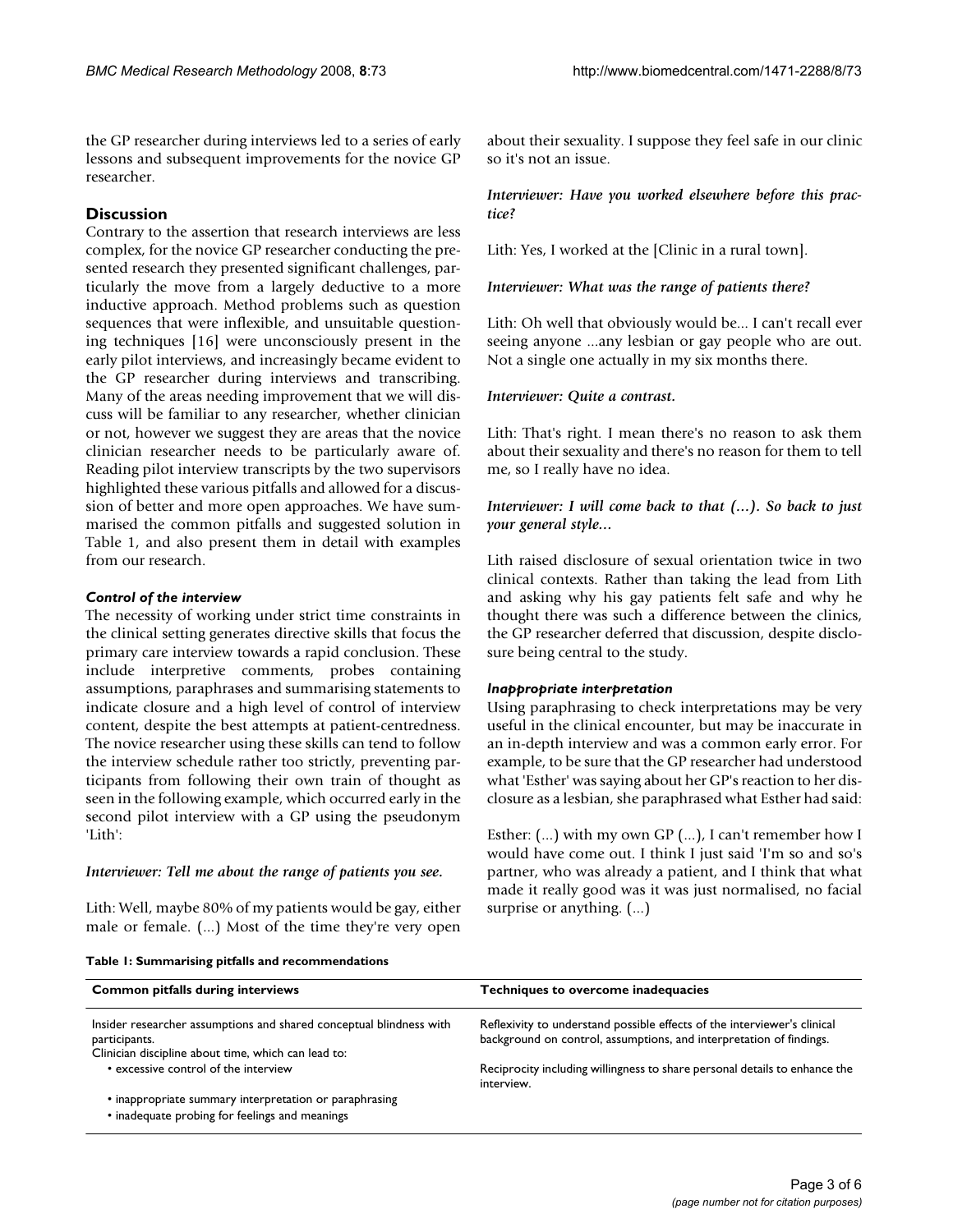the GP researcher during interviews led to a series of early lessons and subsequent improvements for the novice GP researcher.

## Discussion

Contrary to the assertion that research interviews are less complex, for the novice GP researcher conducting the presented research they presented significant challenges, particularly the move from a largely deductive to a more inductive approach. Method problems such as question sequences that were inflexible, and unsuitable questioning techniques [16] were unconsciously present in the early pilot interviews, and increasingly became evident to the GP researcher during interviews and transcribing. Many of the areas needing improvement that we will discuss will be familiar to any researcher, whether clinician or not, however we suggest they are areas that the novice clinician researcher needs to be particularly aware of. Reading pilot interview transcripts by the two supervisors highlighted these various pitfalls and allowed for a discussion of better and more open approaches. We have summarised the common pitfalls and suggested solution in Table 1, and also present them in detail with examples from our research.

### *Control of the interview*

The necessity of working under strict time constraints in the clinical setting generates directive skills that focus the primary care interview towards a rapid conclusion. These include interpretive comments, probes containing assumptions, paraphrases and summarising statements to indicate closure and a high level of control of interview content, despite the best attempts at patient-centredness. The novice researcher using these skills can tend to follow the interview schedule rather too strictly, preventing participants from following their own train of thought as seen in the following example, which occurred early in the second pilot interview with a GP using the pseudonym 'Lith':

*Interviewer: Tell me about the range of patients you see.*

Lith: Well, maybe 80% of my patients would be gay, either male or female. (...) Most of the time they're very open about their sexuality. I suppose they feel safe in our clinic so it's not an issue.

*Interviewer: Have you worked elsewhere before this practice?*

Lith: Yes, I worked at the [Clinic in a rural town].

*Interviewer: What was the range of patients there?*

Lith: Oh well that obviously would be... I can't recall ever seeing anyone ...any lesbian or gay people who are out. Not a single one actually in my six months there.

*Interviewer: Quite a contrast.*

Lith: That's right. I mean there's no reason to ask them about their sexuality and there's no reason for them to tell me, so I really have no idea.

*Interviewer: I will come back to that (...). So back to just your general style...*

Lith raised disclosure of sexual orientation twice in two clinical contexts. Rather than taking the lead from Lith and asking why his gay patients felt safe and why he thought there was such a difference between the clinics, the GP researcher deferred that discussion, despite disclosure being central to the study.

### *Inappropriate interpretation*

Using paraphrasing to check interpretations may be very useful in the clinical encounter, but may be inaccurate in an in-depth interview and was a common early error. For example, to be sure that the GP researcher had understood what 'Esther' was saying about her GP's reaction to her disclosure as a lesbian, she paraphrased what Esther had said:

Esther: (...) with my own GP (...), I can't remember how I would have come out. I think I just said 'I'm so and so's partner, who was already a patient, and I think that what made it really good was it was just normalised, no facial surprise or anything. (...)

**Table 1: Summarising pitfalls and recommendations**

| Common pitfalls during interviews | Techniques to overcome inadequacies |
| --- | --- |
| Insider researcher assumptions and shared conceptual blindness with participants. | Reflexivity to understand possible effects of the interviewer's clinical background on control, assumptions, and interpretation of findings. |
| Clinician discipline about time, which can lead to: | |
| • excessive control of the interview | Reciprocity including willingness to share personal details to enhance the interview. |
| • inappropriate summary interpretation or paraphrasing | |
| • inadequate probing for feelings and meanings | |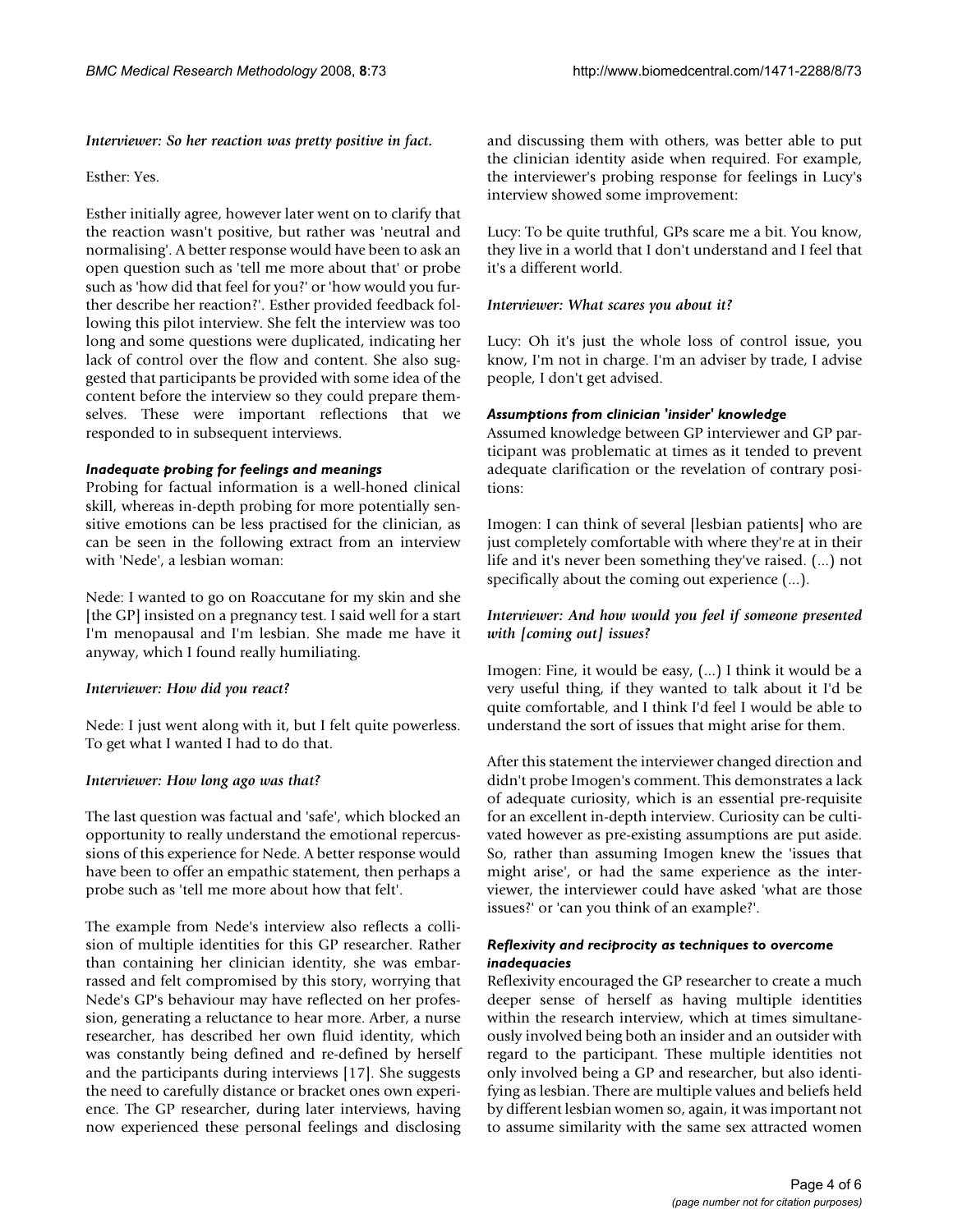*Interviewer: So her reaction was pretty positive in fact.*

Esther: Yes.

Esther initially agree, however later went on to clarify that the reaction wasn't positive, but rather was 'neutral and normalising'. A better response would have been to ask an open question such as 'tell me more about that' or probe such as 'how did that feel for you?' or 'how would you further describe her reaction?'. Esther provided feedback following this pilot interview. She felt the interview was too long and some questions were duplicated, indicating her lack of control over the flow and content. She also suggested that participants be provided with some idea of the content before the interview so they could prepare themselves. These were important reflections that we responded to in subsequent interviews.

### *Inadequate probing for feelings and meanings*

Probing for factual information is a well-honed clinical skill, whereas in-depth probing for more potentially sensitive emotions can be less practised for the clinician, as can be seen in the following extract from an interview with 'Nede', a lesbian woman:

Nede: I wanted to go on Roaccutane for my skin and she [the GP] insisted on a pregnancy test. I said well for a start I'm menopausal and I'm lesbian. She made me have it anyway, which I found really humiliating.

*Interviewer: How did you react?*

Nede: I just went along with it, but I felt quite powerless. To get what I wanted I had to do that.

*Interviewer: How long ago was that?*

The last question was factual and 'safe', which blocked an opportunity to really understand the emotional repercussions of this experience for Nede. A better response would have been to offer an empathic statement, then perhaps a probe such as 'tell me more about how that felt'.

The example from Nede's interview also reflects a collision of multiple identities for this GP researcher. Rather than containing her clinician identity, she was embarrassed and felt compromised by this story, worrying that Nede's GP's behaviour may have reflected on her profession, generating a reluctance to hear more. Arber, a nurse researcher, has described her own fluid identity, which was constantly being defined and re-defined by herself and the participants during interviews [17]. She suggests the need to carefully distance or bracket ones own experience. The GP researcher, during later interviews, having now experienced these personal feelings and disclosing and discussing them with others, was better able to put the clinician identity aside when required. For example, the interviewer's probing response for feelings in Lucy's interview showed some improvement:

Lucy: To be quite truthful, GPs scare me a bit. You know, they live in a world that I don't understand and I feel that it's a different world.

*Interviewer: What scares you about it?*

Lucy: Oh it's just the whole loss of control issue, you know, I'm not in charge. I'm an adviser by trade, I advise people, I don't get advised.

### *Assumptions from clinician 'insider' knowledge*

Assumed knowledge between GP interviewer and GP participant was problematic at times as it tended to prevent adequate clarification or the revelation of contrary positions:

Imogen: I can think of several [lesbian patients] who are just completely comfortable with where they're at in their life and it's never been something they've raised. (...) not specifically about the coming out experience (...).

*Interviewer: And how would you feel if someone presented with [coming out] issues?*

Imogen: Fine, it would be easy, (...) I think it would be a very useful thing, if they wanted to talk about it I'd be quite comfortable, and I think I'd feel I would be able to understand the sort of issues that might arise for them.

After this statement the interviewer changed direction and didn't probe Imogen's comment. This demonstrates a lack of adequate curiosity, which is an essential pre-requisite for an excellent in-depth interview. Curiosity can be cultivated however as pre-existing assumptions are put aside. So, rather than assuming Imogen knew the 'issues that might arise', or had the same experience as the interviewer, the interviewer could have asked 'what are those issues?' or 'can you think of an example?'.

### *Reflexivity and reciprocity as techniques to overcome inadequacies*

Reflexivity encouraged the GP researcher to create a much deeper sense of herself as having multiple identities within the research interview, which at times simultaneously involved being both an insider and an outsider with regard to the participant. These multiple identities not only involved being a GP and researcher, but also identifying as lesbian. There are multiple values and beliefs held by different lesbian women so, again, it was important not to assume similarity with the same sex attracted women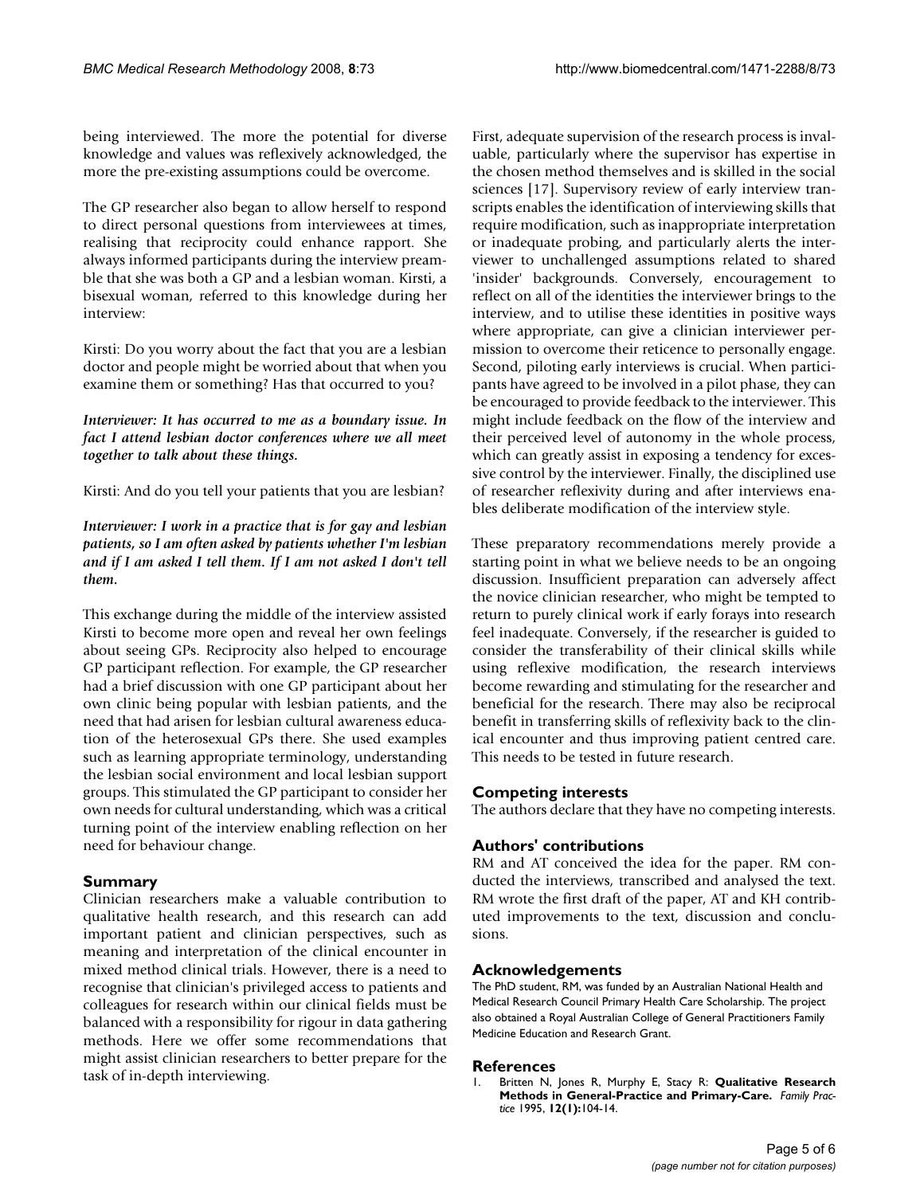being interviewed. The more the potential for diverse knowledge and values was reflexively acknowledged, the more the pre-existing assumptions could be overcome.

The GP researcher also began to allow herself to respond to direct personal questions from interviewees at times, realising that reciprocity could enhance rapport. She always informed participants during the interview preamble that she was both a GP and a lesbian woman. Kirsti, a bisexual woman, referred to this knowledge during her interview:

Kirsti: Do you worry about the fact that you are a lesbian doctor and people might be worried about that when you examine them or something? Has that occurred to you?

***Interviewer: It has occurred to me as a boundary issue. In fact I attend lesbian doctor conferences where we all meet together to talk about these things.***

Kirsti: And do you tell your patients that you are lesbian?

***Interviewer: I work in a practice that is for gay and lesbian patients, so I am often asked by patients whether I'm lesbian and if I am asked I tell them. If I am not asked I don't tell them.***

This exchange during the middle of the interview assisted Kirsti to become more open and reveal her own feelings about seeing GPs. Reciprocity also helped to encourage GP participant reflection. For example, the GP researcher had a brief discussion with one GP participant about her own clinic being popular with lesbian patients, and the need that had arisen for lesbian cultural awareness education of the heterosexual GPs there. She used examples such as learning appropriate terminology, understanding the lesbian social environment and local lesbian support groups. This stimulated the GP participant to consider her own needs for cultural understanding, which was a critical turning point of the interview enabling reflection on her need for behaviour change.

## Summary

Clinician researchers make a valuable contribution to qualitative health research, and this research can add important patient and clinician perspectives, such as meaning and interpretation of the clinical encounter in mixed method clinical trials. However, there is a need to recognise that clinician's privileged access to patients and colleagues for research within our clinical fields must be balanced with a responsibility for rigour in data gathering methods. Here we offer some recommendations that might assist clinician researchers to better prepare for the task of in-depth interviewing.

First, adequate supervision of the research process is invaluable, particularly where the supervisor has expertise in the chosen method themselves and is skilled in the social sciences [17]. Supervisory review of early interview transcripts enables the identification of interviewing skills that require modification, such as inappropriate interpretation or inadequate probing, and particularly alerts the interviewer to unchallenged assumptions related to shared 'insider' backgrounds. Conversely, encouragement to reflect on all of the identities the interviewer brings to the interview, and to utilise these identities in positive ways where appropriate, can give a clinician interviewer permission to overcome their reticence to personally engage. Second, piloting early interviews is crucial. When participants have agreed to be involved in a pilot phase, they can be encouraged to provide feedback to the interviewer. This might include feedback on the flow of the interview and their perceived level of autonomy in the whole process, which can greatly assist in exposing a tendency for excessive control by the interviewer. Finally, the disciplined use of researcher reflexivity during and after interviews enables deliberate modification of the interview style.

These preparatory recommendations merely provide a starting point in what we believe needs to be an ongoing discussion. Insufficient preparation can adversely affect the novice clinician researcher, who might be tempted to return to purely clinical work if early forays into research feel inadequate. Conversely, if the researcher is guided to consider the transferability of their clinical skills while using reflexive modification, the research interviews become rewarding and stimulating for the researcher and beneficial for the research. There may also be reciprocal benefit in transferring skills of reflexivity back to the clinical encounter and thus improving patient centred care. This needs to be tested in future research.

## Competing interests

The authors declare that they have no competing interests.

## Authors' contributions

RM and AT conceived the idea for the paper. RM conducted the interviews, transcribed and analysed the text. RM wrote the first draft of the paper, AT and KH contributed improvements to the text, discussion and conclusions.

## Acknowledgements

The PhD student, RM, was funded by an Australian National Health and Medical Research Council Primary Health Care Scholarship. The project also obtained a Royal Australian College of General Practitioners Family Medicine Education and Research Grant.

## References

1. Britten N, Jones R, Murphy E, Stacy R: **Qualitative Research Methods in General-Practice and Primary-Care.** *Family Practice* 1995, **12(1):**104-14.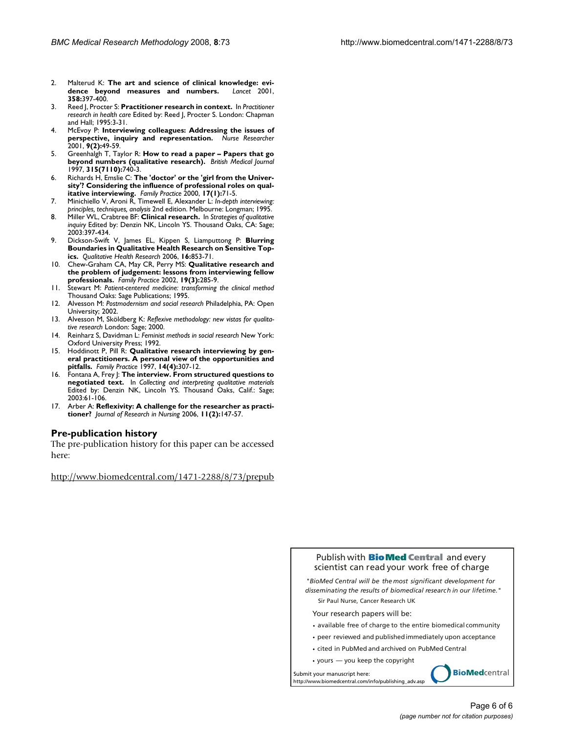2. Malterud K: **The art and science of clinical knowledge: evidence beyond measures and numbers.** *Lancet* 2001, **358:**397-400.
3. Reed J, Procter S: **Practitioner research in context.** In *Practitioner research in health care* Edited by: Reed J, Procter S. London: Chapman and Hall; 1995:3-31.
4. McEvoy P: **Interviewing colleagues: Addressing the issues of perspective, inquiry and representation.** *Nurse Researcher* 2001, **9(2):**49-59.
5. Greenhalgh T, Taylor R: **How to read a paper – Papers that go beyond numbers (qualitative research).** *British Medical Journal* 1997, **315(7110):**740-3.
6. Richards H, Emslie C: **The 'doctor' or the 'girl from the University'? Considering the influence of professional roles on qualitative interviewing.** *Family Practice* 2000, **17(1):**71-5.
7. Minichiello V, Aroni R, Timewell E, Alexander L: *In-depth interviewing: principles, techniques, analysis* 2nd edition. Melbourne: Longman; 1995.
8. Miller WL, Crabtree BF: **Clinical research.** In *Strategies of qualitative inquiry* Edited by: Denzin NK, Lincoln YS. Thousand Oaks, CA: Sage; 2003:397-434.
9. Dickson-Swift V, James EL, Kippen S, Liamputtong P: **Blurring Boundaries in Qualitative Health Research on Sensitive Topics.** *Qualitative Health Research* 2006, **16:**853-71.
10. Chew-Graham CA, May CR, Perry MS: **Qualitative research and the problem of judgement: lessons from interviewing fellow professionals.** *Family Practice* 2002, **19(3):**285-9.
11. Stewart M: *Patient-centered medicine: transforming the clinical method* Thousand Oaks: Sage Publications; 1995.
12. Alvesson M: *Postmodernism and social research* Philadelphia, PA: Open University; 2002.
13. Alvesson M, Sköldberg K: *Reflexive methodology: new vistas for qualitative research* London: Sage; 2000.
14. Reinharz S, Davidman L: *Feminist methods in social research* New York: Oxford University Press; 1992.
15. Hoddinott P, Pill R: **Qualitative research interviewing by general practitioners. A personal view of the opportunities and pitfalls.** *Family Practice* 1997, **14(4):**307-12.
16. Fontana A, Frey J: **The interview. From structured questions to negotiated text.** In *Collecting and interpreting qualitative materials* Edited by: Denzin NK, Lincoln YS. Thousand Oaks, Calif.: Sage; 2003:61-106.
17. Arber A: **Reflexivity: A challenge for the researcher as practitioner?** *Journal of Research in Nursing* 2006, **11(2):**147-57.

## Pre-publication history

The pre-publication history for this paper can be accessed here:

http://www.biomedcentral.com/1471-2288/8/73/prepub

Publish with **BioMed Central** and every scientist can read your work free of charge

*"BioMed Central will be the most significant development for disseminating the results of biomedical research in our lifetime."*

Sir Paul Nurse, Cancer Research UK

Your research papers will be:

- available free of charge to the entire biomedical community
- peer reviewed and published immediately upon acceptance
- cited in PubMed and archived on PubMed Central
- yours — you keep the copyright

Submit your manuscript here:
http://www.biomedcentral.com/info/publishing_adv.asp

BioMedcentral